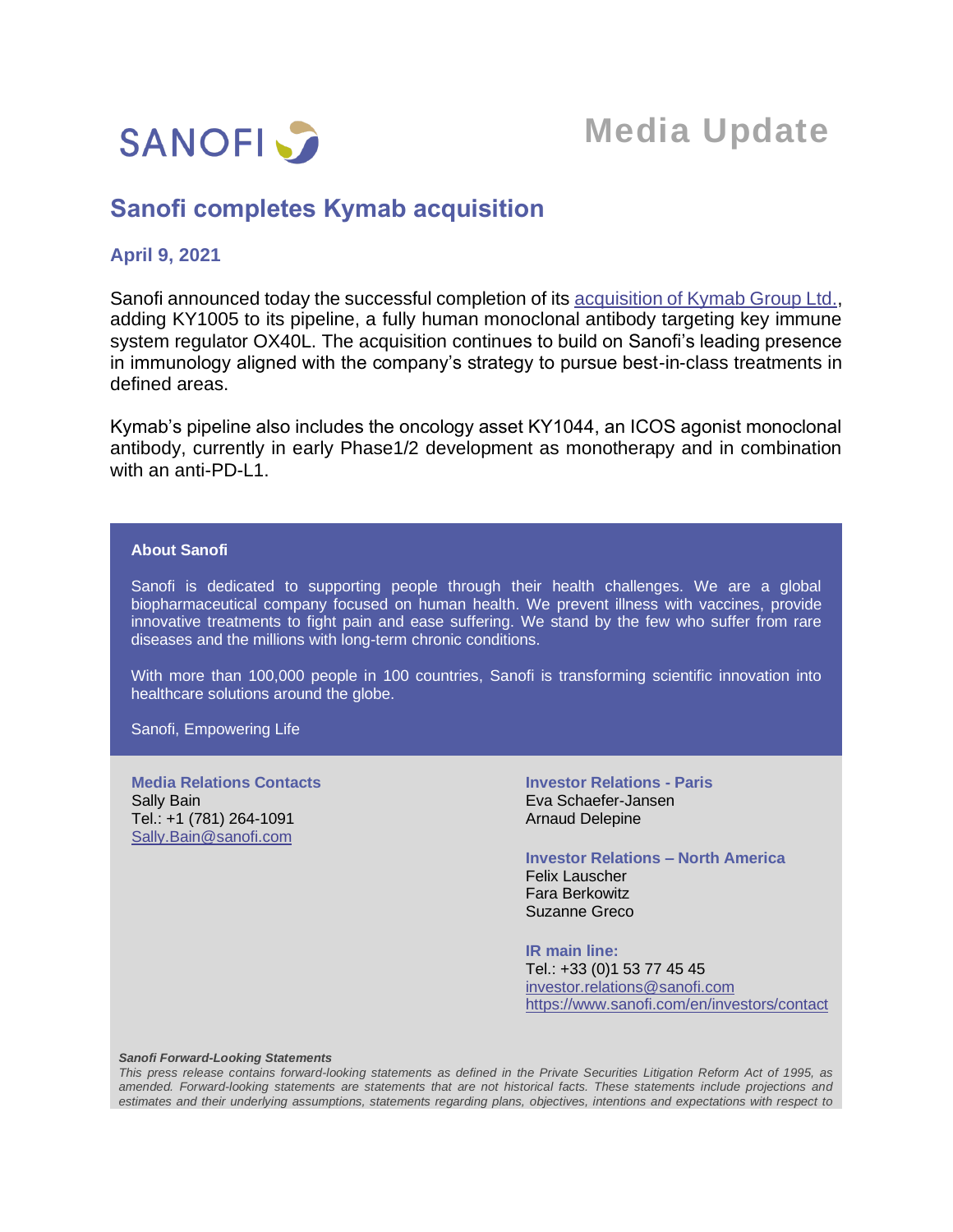SANOFI

# Media Update

## Sanofi completes Kymab acquisition

**April 9, 2021**

Sanofi announced today the successful completion of its acquisition of Kymab Group Ltd., adding KY1005 to its pipeline, a fully human monoclonal antibody targeting key immune system regulator OX40L. The acquisition continues to build on Sanofi's leading presence in immunology aligned with the company's strategy to pursue best-in-class treatments in defined areas.

Kymab's pipeline also includes the oncology asset KY1044, an ICOS agonist monoclonal antibody, currently in early Phase1/2 development as monotherapy and in combination with an anti-PD-L1.

**About Sanofi**

Sanofi is dedicated to supporting people through their health challenges. We are a global biopharmaceutical company focused on human health. We prevent illness with vaccines, provide innovative treatments to fight pain and ease suffering. We stand by the few who suffer from rare diseases and the millions with long-term chronic conditions.

With more than 100,000 people in 100 countries, Sanofi is transforming scientific innovation into healthcare solutions around the globe.

Sanofi, Empowering Life

**Media Relations Contacts**
Sally Bain
Tel.: +1 (781) 264-1091
Sally.Bain@sanofi.com

**Investor Relations - Paris**
Eva Schaefer-Jansen
Arnaud Delepine

**Investor Relations – North America**
Felix Lauscher
Fara Berkowitz
Suzanne Greco

**IR main line:**
Tel.: +33 (0)1 53 77 45 45
investor.relations@sanofi.com
https://www.sanofi.com/en/investors/contact

***Sanofi Forward-Looking Statements***
*This press release contains forward-looking statements as defined in the Private Securities Litigation Reform Act of 1995, as amended. Forward-looking statements are statements that are not historical facts. These statements include projections and estimates and their underlying assumptions, statements regarding plans, objectives, intentions and expectations with respect to*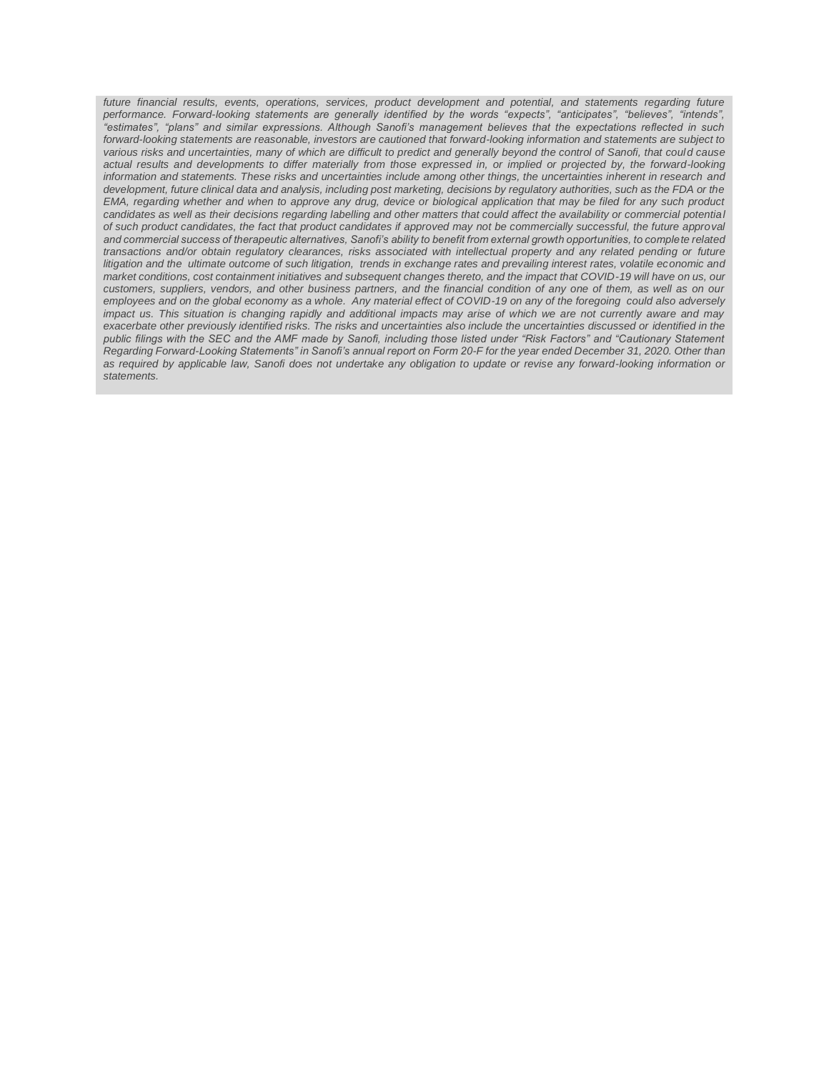*future financial results, events, operations, services, product development and potential, and statements regarding future performance. Forward-looking statements are generally identified by the words "expects", "anticipates", "believes", "intends", "estimates", "plans" and similar expressions. Although Sanofi's management believes that the expectations reflected in such forward-looking statements are reasonable, investors are cautioned that forward-looking information and statements are subject to various risks and uncertainties, many of which are difficult to predict and generally beyond the control of Sanofi, that could cause actual results and developments to differ materially from those expressed in, or implied or projected by, the forward-looking information and statements. These risks and uncertainties include among other things, the uncertainties inherent in research and development, future clinical data and analysis, including post marketing, decisions by regulatory authorities, such as the FDA or the EMA, regarding whether and when to approve any drug, device or biological application that may be filed for any such product candidates as well as their decisions regarding labelling and other matters that could affect the availability or commercial potential of such product candidates, the fact that product candidates if approved may not be commercially successful, the future approval and commercial success of therapeutic alternatives, Sanofi's ability to benefit from external growth opportunities, to complete related transactions and/or obtain regulatory clearances, risks associated with intellectual property and any related pending or future litigation and the ultimate outcome of such litigation, trends in exchange rates and prevailing interest rates, volatile economic and market conditions, cost containment initiatives and subsequent changes thereto, and the impact that COVID-19 will have on us, our customers, suppliers, vendors, and other business partners, and the financial condition of any one of them, as well as on our employees and on the global economy as a whole. Any material effect of COVID-19 on any of the foregoing could also adversely impact us. This situation is changing rapidly and additional impacts may arise of which we are not currently aware and may exacerbate other previously identified risks. The risks and uncertainties also include the uncertainties discussed or identified in the public filings with the SEC and the AMF made by Sanofi, including those listed under "Risk Factors" and "Cautionary Statement Regarding Forward-Looking Statements" in Sanofi's annual report on Form 20-F for the year ended December 31, 2020. Other than as required by applicable law, Sanofi does not undertake any obligation to update or revise any forward-looking information or statements.*